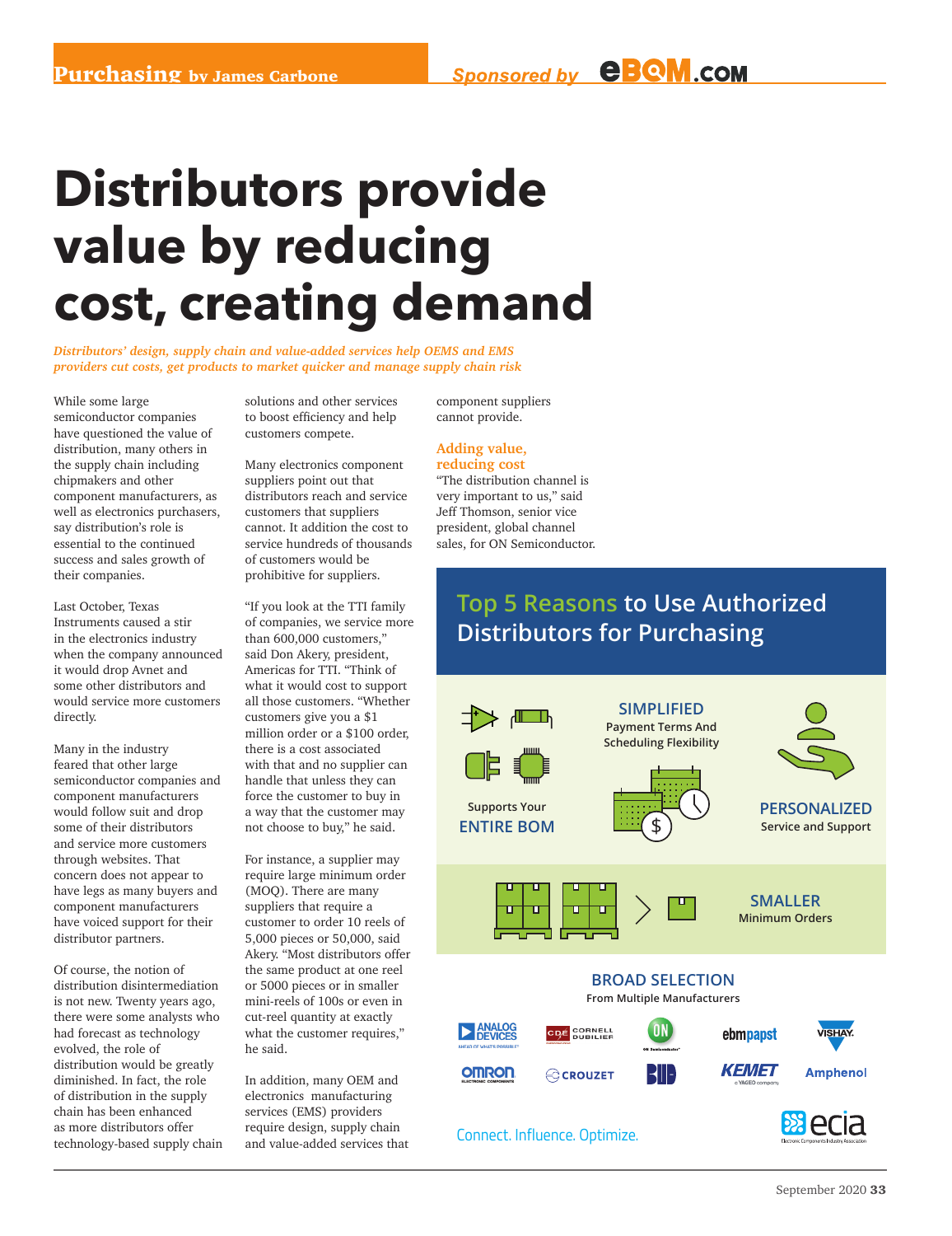# Distributors provide value by reducing cost, creating demand

*Distributors' design, supply chain and value-added services help OEMS and EMS providers cut costs, get products to market quicker and manage supply chain risk*

While some large semiconductor companies have questioned the value of distribution, many others in the supply chain including chipmakers and other component manufacturers, as well as electronics purchasers, say distribution's role is essential to the continued success and sales growth of their companies.

Last October, Texas Instruments caused a stir in the electronics industry when the company announced it would drop Avnet and some other distributors and would service more customers directly.

Many in the industry feared that other large semiconductor companies and component manufacturers would follow suit and drop some of their distributors and service more customers through websites. That concern does not appear to have legs as many buyers and component manufacturers have voiced support for their distributor partners.

Of course, the notion of distribution disintermediation is not new. Twenty years ago, there were some analysts who had forecast as technology evolved, the role of distribution would be greatly diminished. In fact, the role of distribution in the supply chain has been enhanced as more distributors offer technology-based supply chain solutions and other services to boost efficiency and help customers compete.

Many electronics component suppliers point out that distributors reach and service customers that suppliers cannot. It addition the cost to service hundreds of thousands of customers would be prohibitive for suppliers.

"If you look at the TTI family of companies, we service more than 600,000 customers," said Don Akery, president, Americas for TTI. "Think of what it would cost to support all those customers. "Whether customers give you a $1 million order or a $100 order, there is a cost associated with that and no supplier can handle that unless they can force the customer to buy in a way that the customer may not choose to buy," he said.

For instance, a supplier may require large minimum order (MOQ). There are many suppliers that require a customer to order 10 reels of 5,000 pieces or 50,000, said Akery. "Most distributors offer the same product at one reel or 5000 pieces or in smaller mini-reels of 100s or even in cut-reel quantity at exactly what the customer requires," he said.

In addition, many OEM and electronics manufacturing services (EMS) providers require design, supply chain and value-added services that component suppliers cannot provide.

## Adding value, reducing cost

"The distribution channel is very important to us," said Jeff Thomson, senior vice president, global channel sales, for ON Semiconductor.

**Top 5 Reasons to Use Authorized Distributors for Purchasing**

- Supports Your **ENTIRE BOM**
- **SIMPLIFIED** Payment Terms And Scheduling Flexibility
- **PERSONALIZED** Service and Support
- **SMALLER** Minimum Orders
- **BROAD SELECTION** From Multiple Manufacturers

Analog Devices · Cornell Dubilier · ON Semiconductor · ebmpapst · Vishay · Omron · Crouzet · Bud · KEMET · Amphenol

Connect. Influence. Optimize. — ecia Electronic Components Industry Association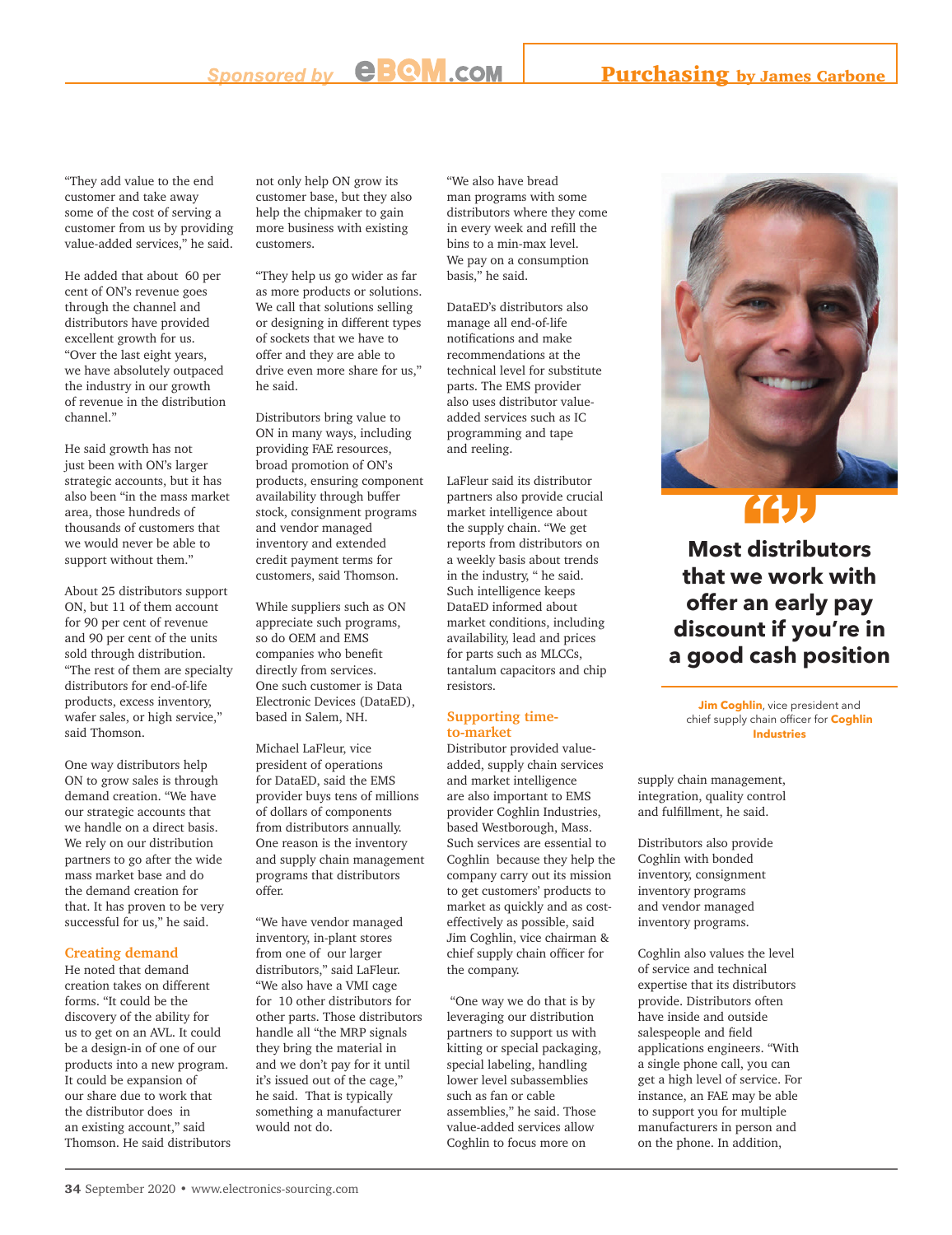"They add value to the end customer and take away some of the cost of serving a customer from us by providing value-added services," he said.

He added that about 60 per cent of ON's revenue goes through the channel and distributors have provided excellent growth for us. "Over the last eight years, we have absolutely outpaced the industry in our growth of revenue in the distribution channel."

He said growth has not just been with ON's larger strategic accounts, but it has also been "in the mass market area, those hundreds of thousands of customers that we would never be able to support without them."

About 25 distributors support ON, but 11 of them account for 90 per cent of revenue and 90 per cent of the units sold through distribution. "The rest of them are specialty distributors for end-of-life products, excess inventory, wafer sales, or high service," said Thomson.

One way distributors help ON to grow sales is through demand creation. "We have our strategic accounts that we handle on a direct basis. We rely on our distribution partners to go after the wide mass market base and do the demand creation for that. It has proven to be very successful for us," he said.

## Creating demand

He noted that demand creation takes on different forms. "It could be the discovery of the ability for us to get on an AVL. It could be a design-in of one of our products into a new program. It could be expansion of our share due to work that the distributor does in an existing account," said Thomson. He said distributors not only help ON grow its customer base, but they also help the chipmaker to gain more business with existing customers.

"They help us go wider as far as more products or solutions. We call that solutions selling or designing in different types of sockets that we have to offer and they are able to drive even more share for us," he said.

Distributors bring value to ON in many ways, including providing FAE resources, broad promotion of ON's products, ensuring component availability through buffer stock, consignment programs and vendor managed inventory and extended credit payment terms for customers, said Thomson.

While suppliers such as ON appreciate such programs, so do OEM and EMS companies who benefit directly from services. One such customer is Data Electronic Devices (DataED), based in Salem, NH.

Michael LaFleur, vice president of operations for DataED, said the EMS provider buys tens of millions of dollars of components from distributors annually. One reason is the inventory and supply chain management programs that distributors offer.

"We have vendor managed inventory, in-plant stores from one of our larger distributors," said LaFleur. "We also have a VMI cage for 10 other distributors for other parts. Those distributors handle all "the MRP signals they bring the material in and we don't pay for it until it's issued out of the cage," he said. That is typically something a manufacturer would not do.

"We also have bread man programs with some distributors where they come in every week and refill the bins to a min-max level. We pay on a consumption basis," he said.

DataED's distributors also manage all end-of-life notifications and make recommendations at the technical level for substitute parts. The EMS provider also uses distributor value-added services such as IC programming and tape and reeling.

LaFleur said its distributor partners also provide crucial market intelligence about the supply chain. "We get reports from distributors on a weekly basis about trends in the industry, " he said. Such intelligence keeps DataED informed about market conditions, including availability, lead and prices for parts such as MLCCs, tantalum capacitors and chip resistors.

## Supporting time-to-market

Distributor provided value-added, supply chain services and market intelligence are also important to EMS provider Coghlin Industries, based Westborough, Mass. Such services are essential to Coghlin because they help the company carry out its mission to get customers' products to market as quickly and as cost-effectively as possible, said Jim Coghlin, vice chairman & chief supply chain officer for the company.

"One way we do that is by leveraging our distribution partners to support us with kitting or special packaging, special labeling, handling lower level subassemblies such as fan or cable assemblies," he said. Those value-added services allow Coghlin to focus more on supply chain management, integration, quality control and fulfillment, he said.

> **"Most distributors that we work with offer an early pay discount if you're in a good cash position"**
>
> **Jim Coghlin**, vice president and chief supply chain officer for **Coghlin Industries**

Distributors also provide Coghlin with bonded inventory, consignment inventory programs and vendor managed inventory programs.

Coghlin also values the level of service and technical expertise that its distributors provide. Distributors often have inside and outside salespeople and field applications engineers. "With a single phone call, you can get a high level of service. For instance, an FAE may be able to support you for multiple manufacturers in person and on the phone. In addition,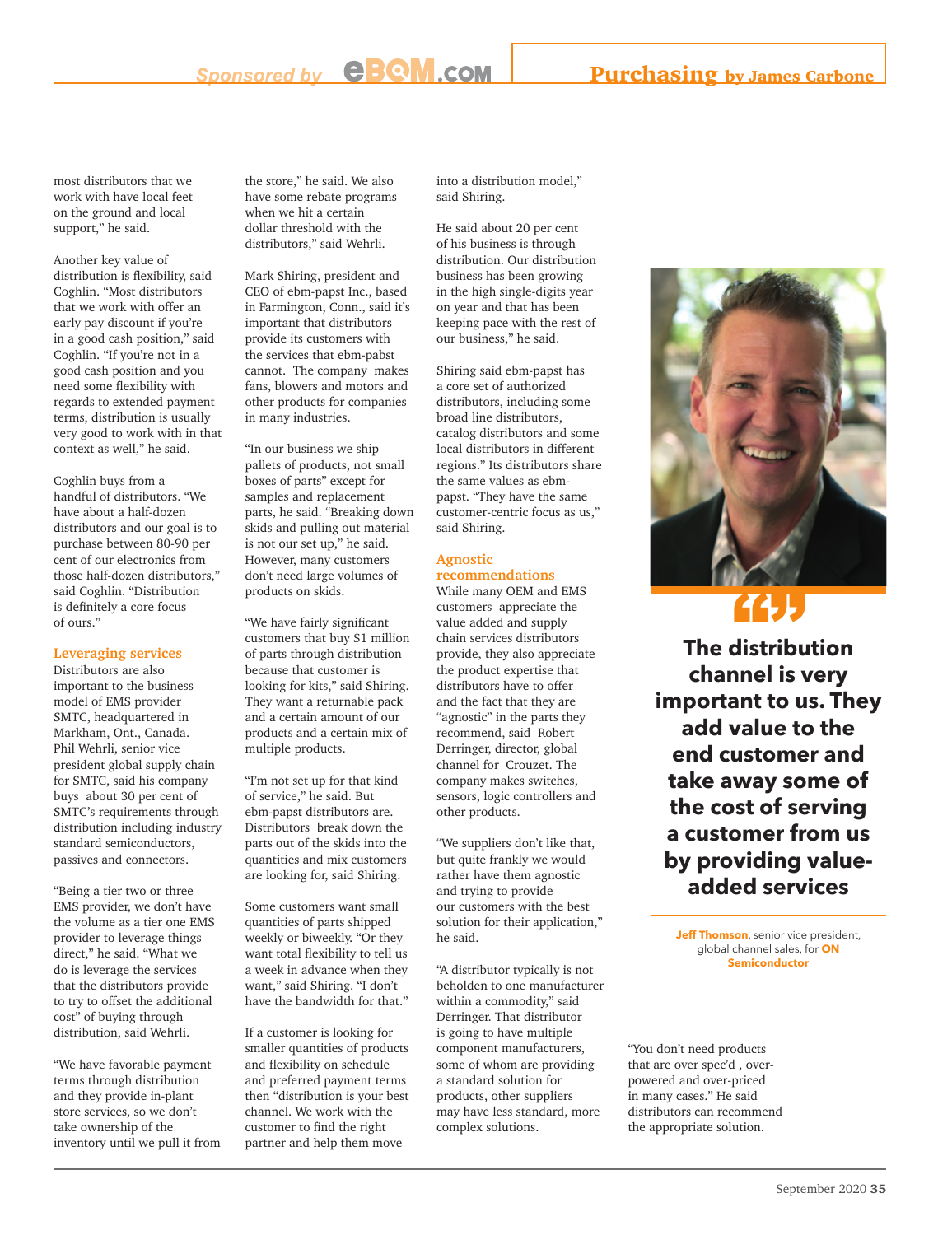most distributors that we work with have local feet on the ground and local support," he said.

Another key value of distribution is flexibility, said Coghlin. "Most distributors that we work with offer an early pay discount if you're in a good cash position," said Coghlin. "If you're not in a good cash position and you need some flexibility with regards to extended payment terms, distribution is usually very good to work with in that context as well," he said.

Coghlin buys from a handful of distributors. "We have about a half-dozen distributors and our goal is to purchase between 80-90 per cent of our electronics from those half-dozen distributors," said Coghlin. "Distribution is definitely a core focus of ours."

## Leveraging services

Distributors are also important to the business model of EMS provider SMTC, headquartered in Markham, Ont., Canada. Phil Wehrli, senior vice president global supply chain for SMTC, said his company buys about 30 per cent of SMTC's requirements through distribution including industry standard semiconductors, passives and connectors.

"Being a tier two or three EMS provider, we don't have the volume as a tier one EMS provider to leverage things direct," he said. "What we do is leverage the services that the distributors provide to try to offset the additional cost" of buying through distribution, said Wehrli.

"We have favorable payment terms through distribution and they provide in-plant store services, so we don't take ownership of the inventory until we pull it from the store," he said. We also have some rebate programs when we hit a certain dollar threshold with the distributors," said Wehrli.

Mark Shiring, president and CEO of ebm-papst Inc., based in Farmington, Conn., said it's important that distributors provide its customers with the services that ebm-pabst cannot. The company makes fans, blowers and motors and other products for companies in many industries.

"In our business we ship pallets of products, not small boxes of parts" except for samples and replacement parts, he said. "Breaking down skids and pulling out material is not our set up," he said. However, many customers don't need large volumes of products on skids.

"We have fairly significant customers that buy $1 million of parts through distribution because that customer is looking for kits," said Shiring. They want a returnable pack and a certain amount of our products and a certain mix of multiple products.

"I'm not set up for that kind of service," he said. But ebm-papst distributors are. Distributors break down the parts out of the skids into the quantities and mix customers are looking for, said Shiring.

Some customers want small quantities of parts shipped weekly or biweekly. "Or they want total flexibility to tell us a week in advance when they want," said Shiring. "I don't have the bandwidth for that."

If a customer is looking for smaller quantities of products and flexibility on schedule and preferred payment terms then "distribution is your best channel. We work with the customer to find the right partner and help them move into a distribution model," said Shiring.

He said about 20 per cent of his business is through distribution. Our distribution business has been growing in the high single-digits year on year and that has been keeping pace with the rest of our business," he said.

Shiring said ebm-papst has a core set of authorized distributors, including some broad line distributors, catalog distributors and some local distributors in different regions." Its distributors share the same values as ebm-papst. "They have the same customer-centric focus as us," said Shiring.

## Agnostic recommendations

While many OEM and EMS customers appreciate the value added and supply chain services distributors provide, they also appreciate the product expertise that distributors have to offer and the fact that they are "agnostic" in the parts they recommend, said Robert Derringer, director, global channel for Crouzet. The company makes switches, sensors, logic controllers and other products.

"We suppliers don't like that, but quite frankly we would rather have them agnostic and trying to provide our customers with the best solution for their application," he said.

"A distributor typically is not beholden to one manufacturer within a commodity," said Derringer. That distributor is going to have multiple component manufacturers, some of whom are providing a standard solution for products, other suppliers may have less standard, more complex solutions.

"You don't need products that are over spec'd , over-powered and over-priced in many cases." He said distributors can recommend the appropriate solution.

> **The distribution channel is very important to us. They add value to the end customer and take away some of the cost of serving a customer from us by providing value-added services**
>
> **Jeff Thomson**, senior vice president, global channel sales, for **ON Semiconductor**